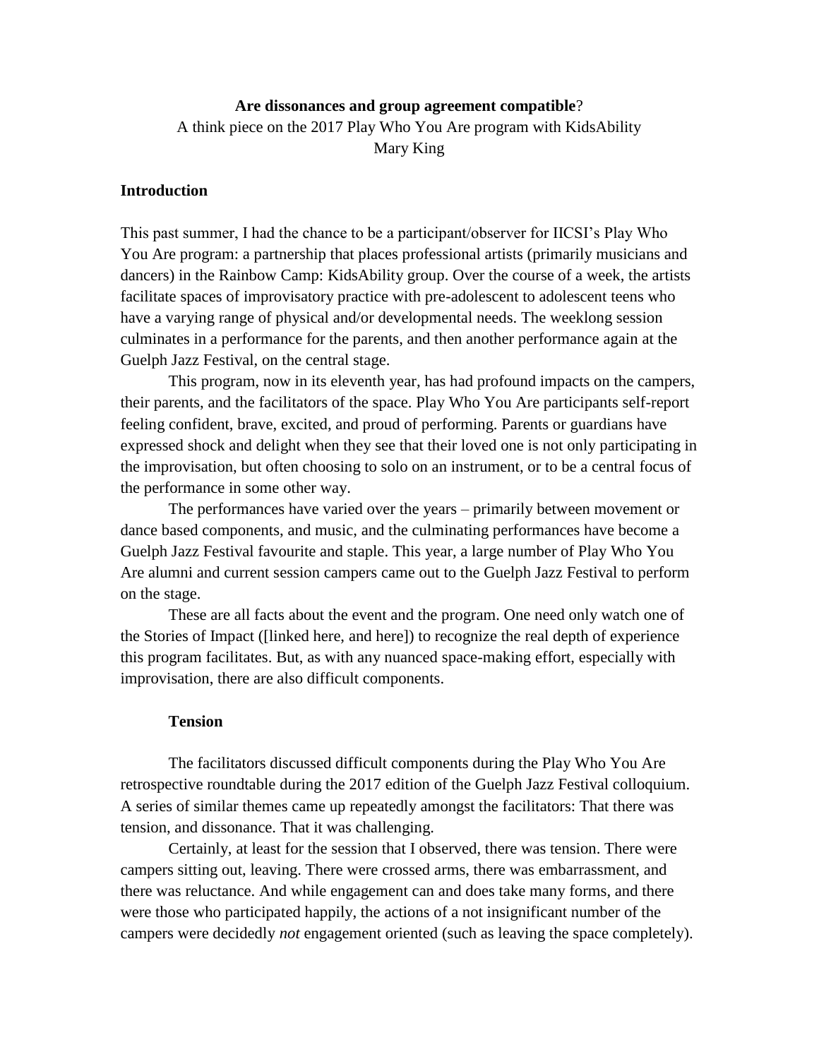**Are dissonances and group agreement compatible**?

A think piece on the 2017 Play Who You Are program with KidsAbility

Mary King

## Introduction

This past summer, I had the chance to be a participant/observer for IICSI's Play Who You Are program: a partnership that places professional artists (primarily musicians and dancers) in the Rainbow Camp: KidsAbility group. Over the course of a week, the artists facilitate spaces of improvisatory practice with pre-adolescent to adolescent teens who have a varying range of physical and/or developmental needs. The weeklong session culminates in a performance for the parents, and then another performance again at the Guelph Jazz Festival, on the central stage.

This program, now in its eleventh year, has had profound impacts on the campers, their parents, and the facilitators of the space. Play Who You Are participants self-report feeling confident, brave, excited, and proud of performing. Parents or guardians have expressed shock and delight when they see that their loved one is not only participating in the improvisation, but often choosing to solo on an instrument, or to be a central focus of the performance in some other way.

The performances have varied over the years – primarily between movement or dance based components, and music, and the culminating performances have become a Guelph Jazz Festival favourite and staple. This year, a large number of Play Who You Are alumni and current session campers came out to the Guelph Jazz Festival to perform on the stage.

These are all facts about the event and the program. One need only watch one of the Stories of Impact ([linked here, and here]) to recognize the real depth of experience this program facilitates. But, as with any nuanced space-making effort, especially with improvisation, there are also difficult components.

### Tension

The facilitators discussed difficult components during the Play Who You Are retrospective roundtable during the 2017 edition of the Guelph Jazz Festival colloquium. A series of similar themes came up repeatedly amongst the facilitators: That there was tension, and dissonance. That it was challenging.

Certainly, at least for the session that I observed, there was tension. There were campers sitting out, leaving. There were crossed arms, there was embarrassment, and there was reluctance. And while engagement can and does take many forms, and there were those who participated happily, the actions of a not insignificant number of the campers were decidedly *not* engagement oriented (such as leaving the space completely).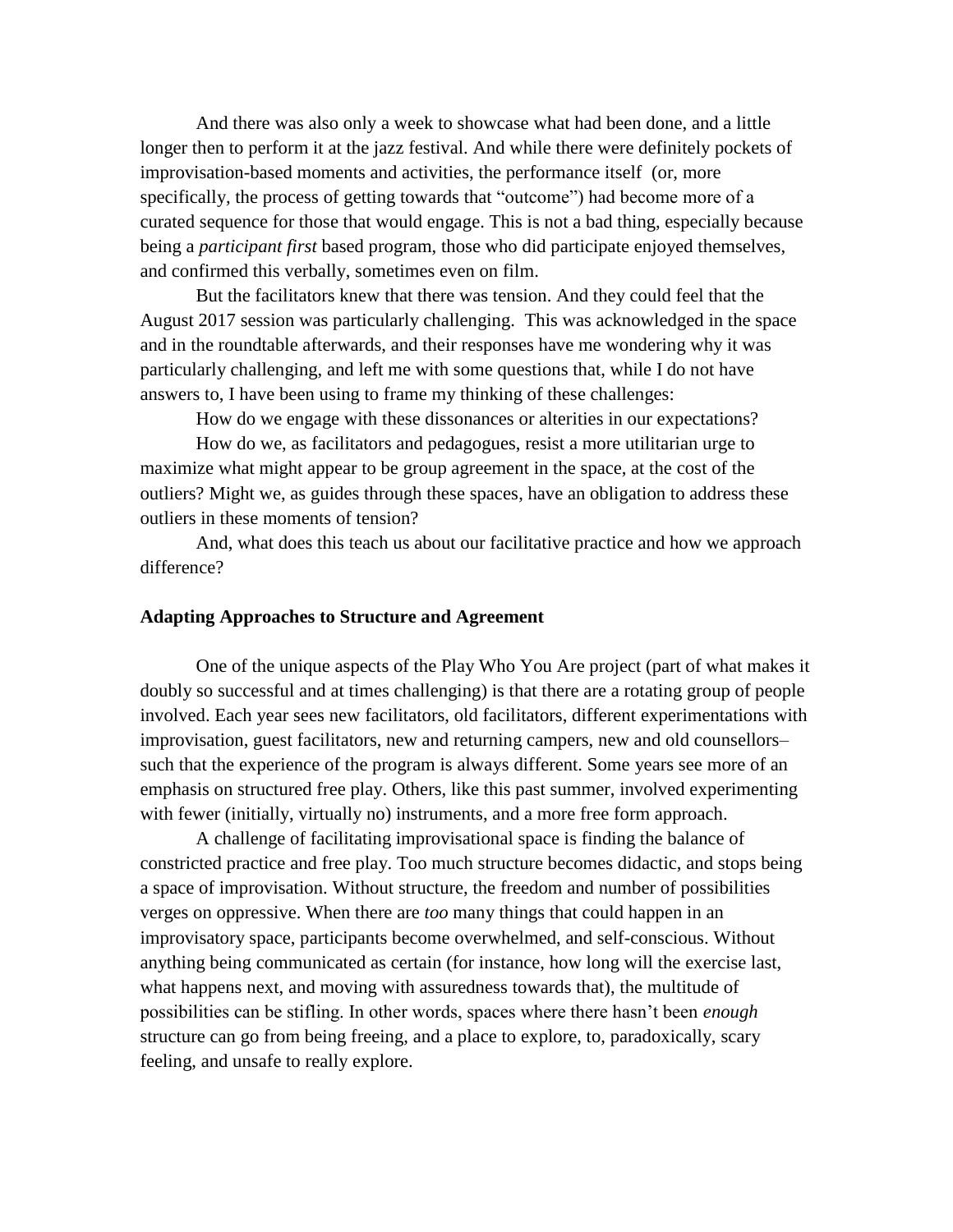And there was also only a week to showcase what had been done, and a little longer then to perform it at the jazz festival. And while there were definitely pockets of improvisation-based moments and activities, the performance itself (or, more specifically, the process of getting towards that "outcome") had become more of a curated sequence for those that would engage. This is not a bad thing, especially because being a *participant first* based program, those who did participate enjoyed themselves, and confirmed this verbally, sometimes even on film.

But the facilitators knew that there was tension. And they could feel that the August 2017 session was particularly challenging. This was acknowledged in the space and in the roundtable afterwards, and their responses have me wondering why it was particularly challenging, and left me with some questions that, while I do not have answers to, I have been using to frame my thinking of these challenges:

How do we engage with these dissonances or alterities in our expectations?

How do we, as facilitators and pedagogues, resist a more utilitarian urge to maximize what might appear to be group agreement in the space, at the cost of the outliers? Might we, as guides through these spaces, have an obligation to address these outliers in these moments of tension?

And, what does this teach us about our facilitative practice and how we approach difference?

## Adapting Approaches to Structure and Agreement

One of the unique aspects of the Play Who You Are project (part of what makes it doubly so successful and at times challenging) is that there are a rotating group of people involved. Each year sees new facilitators, old facilitators, different experimentations with improvisation, guest facilitators, new and returning campers, new and old counsellors– such that the experience of the program is always different. Some years see more of an emphasis on structured free play. Others, like this past summer, involved experimenting with fewer (initially, virtually no) instruments, and a more free form approach.

A challenge of facilitating improvisational space is finding the balance of constricted practice and free play. Too much structure becomes didactic, and stops being a space of improvisation. Without structure, the freedom and number of possibilities verges on oppressive. When there are *too* many things that could happen in an improvisatory space, participants become overwhelmed, and self-conscious. Without anything being communicated as certain (for instance, how long will the exercise last, what happens next, and moving with assuredness towards that), the multitude of possibilities can be stifling. In other words, spaces where there hasn't been *enough* structure can go from being freeing, and a place to explore, to, paradoxically, scary feeling, and unsafe to really explore.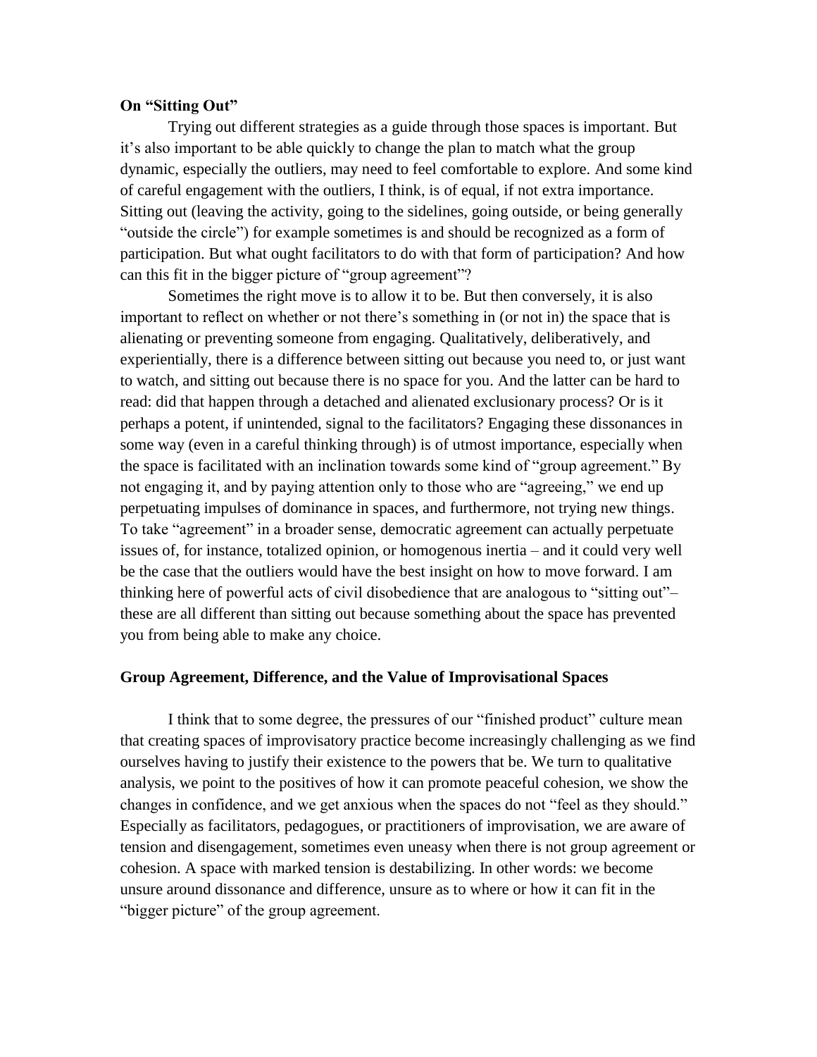**On "Sitting Out"**

Trying out different strategies as a guide through those spaces is important. But it's also important to be able quickly to change the plan to match what the group dynamic, especially the outliers, may need to feel comfortable to explore. And some kind of careful engagement with the outliers, I think, is of equal, if not extra importance. Sitting out (leaving the activity, going to the sidelines, going outside, or being generally "outside the circle") for example sometimes is and should be recognized as a form of participation. But what ought facilitators to do with that form of participation? And how can this fit in the bigger picture of "group agreement"?

Sometimes the right move is to allow it to be. But then conversely, it is also important to reflect on whether or not there's something in (or not in) the space that is alienating or preventing someone from engaging. Qualitatively, deliberatively, and experientially, there is a difference between sitting out because you need to, or just want to watch, and sitting out because there is no space for you. And the latter can be hard to read: did that happen through a detached and alienated exclusionary process? Or is it perhaps a potent, if unintended, signal to the facilitators? Engaging these dissonances in some way (even in a careful thinking through) is of utmost importance, especially when the space is facilitated with an inclination towards some kind of "group agreement." By not engaging it, and by paying attention only to those who are "agreeing," we end up perpetuating impulses of dominance in spaces, and furthermore, not trying new things. To take "agreement" in a broader sense, democratic agreement can actually perpetuate issues of, for instance, totalized opinion, or homogenous inertia – and it could very well be the case that the outliers would have the best insight on how to move forward. I am thinking here of powerful acts of civil disobedience that are analogous to "sitting out"– these are all different than sitting out because something about the space has prevented you from being able to make any choice.

**Group Agreement, Difference, and the Value of Improvisational Spaces**

I think that to some degree, the pressures of our "finished product" culture mean that creating spaces of improvisatory practice become increasingly challenging as we find ourselves having to justify their existence to the powers that be. We turn to qualitative analysis, we point to the positives of how it can promote peaceful cohesion, we show the changes in confidence, and we get anxious when the spaces do not "feel as they should." Especially as facilitators, pedagogues, or practitioners of improvisation, we are aware of tension and disengagement, sometimes even uneasy when there is not group agreement or cohesion. A space with marked tension is destabilizing. In other words: we become unsure around dissonance and difference, unsure as to where or how it can fit in the "bigger picture" of the group agreement.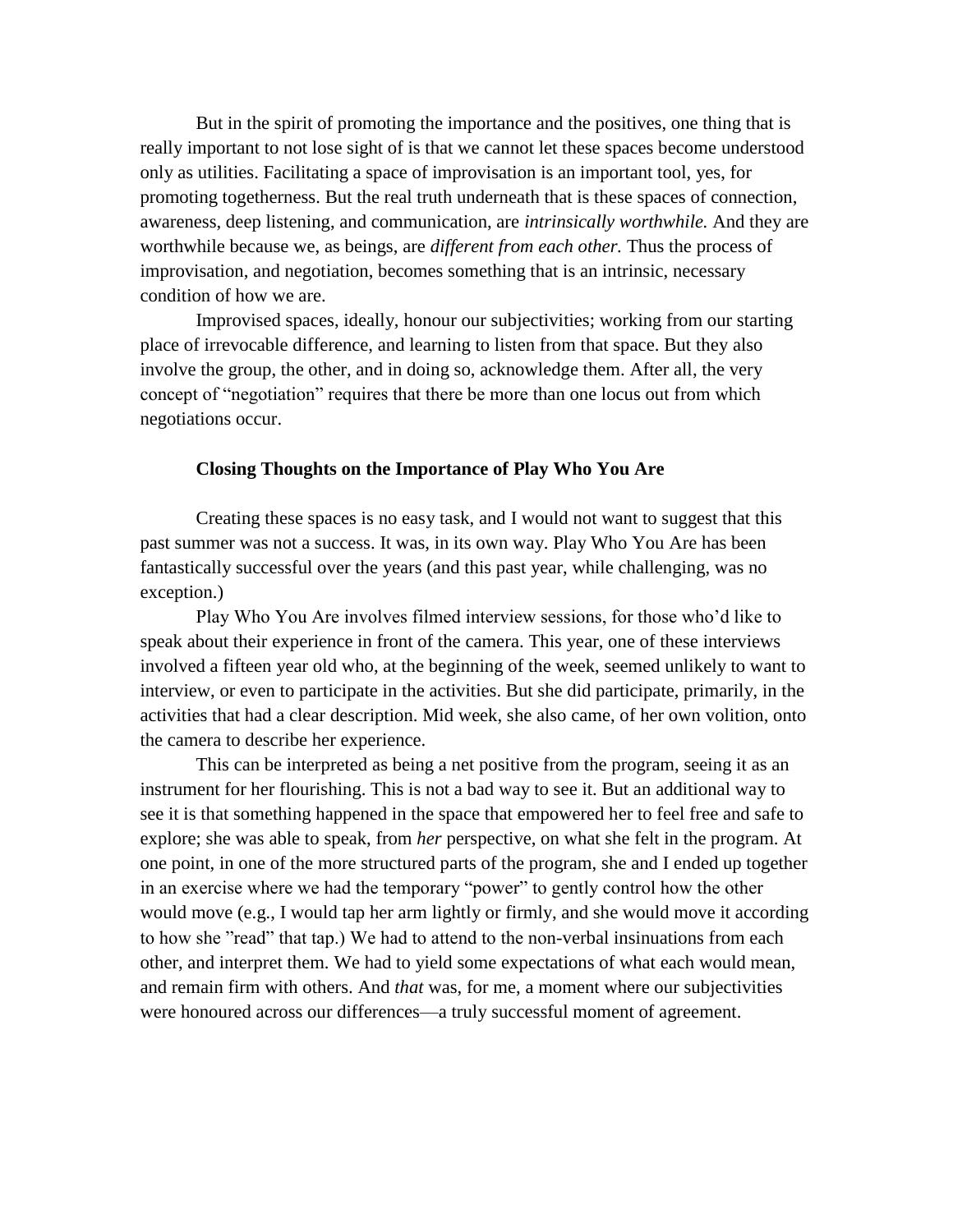But in the spirit of promoting the importance and the positives, one thing that is really important to not lose sight of is that we cannot let these spaces become understood only as utilities. Facilitating a space of improvisation is an important tool, yes, for promoting togetherness. But the real truth underneath that is these spaces of connection, awareness, deep listening, and communication, are *intrinsically worthwhile.* And they are worthwhile because we, as beings, are *different from each other.* Thus the process of improvisation, and negotiation, becomes something that is an intrinsic, necessary condition of how we are.

Improvised spaces, ideally, honour our subjectivities; working from our starting place of irrevocable difference, and learning to listen from that space. But they also involve the group, the other, and in doing so, acknowledge them. After all, the very concept of "negotiation" requires that there be more than one locus out from which negotiations occur.

### Closing Thoughts on the Importance of Play Who You Are

Creating these spaces is no easy task, and I would not want to suggest that this past summer was not a success. It was, in its own way. Play Who You Are has been fantastically successful over the years (and this past year, while challenging, was no exception.)

Play Who You Are involves filmed interview sessions, for those who'd like to speak about their experience in front of the camera. This year, one of these interviews involved a fifteen year old who, at the beginning of the week, seemed unlikely to want to interview, or even to participate in the activities. But she did participate, primarily, in the activities that had a clear description. Mid week, she also came, of her own volition, onto the camera to describe her experience.

This can be interpreted as being a net positive from the program, seeing it as an instrument for her flourishing. This is not a bad way to see it. But an additional way to see it is that something happened in the space that empowered her to feel free and safe to explore; she was able to speak, from *her* perspective, on what she felt in the program. At one point, in one of the more structured parts of the program, she and I ended up together in an exercise where we had the temporary "power" to gently control how the other would move (e.g., I would tap her arm lightly or firmly, and she would move it according to how she "read" that tap.) We had to attend to the non-verbal insinuations from each other, and interpret them. We had to yield some expectations of what each would mean, and remain firm with others. And *that* was, for me, a moment where our subjectivities were honoured across our differences—a truly successful moment of agreement.